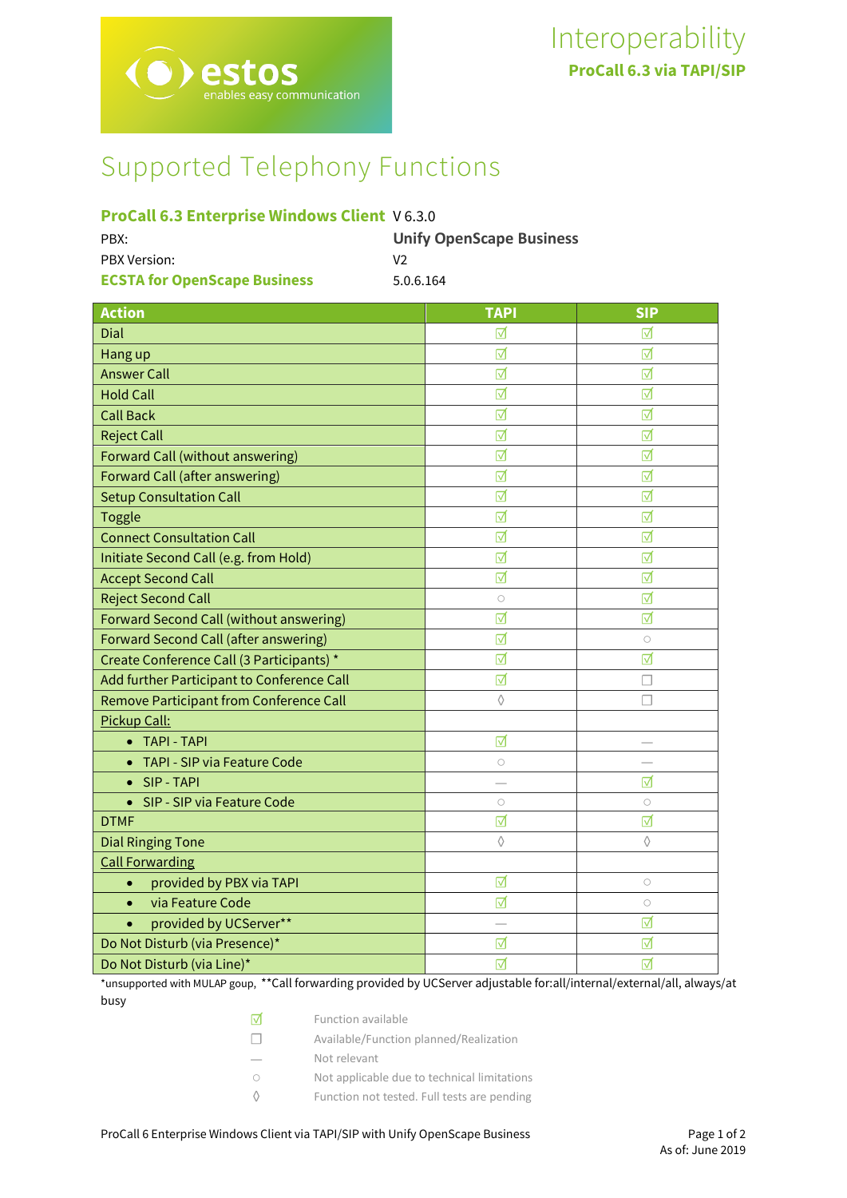Interoperability

**ProCall 6.3 via TAPI/SIP**

# Supported Telephony Functions

| | |
|---|---|
| **ProCall 6.3 Enterprise Windows Client** | V 6.3.0 |
| PBX: | **Unify OpenScape Business** |
| PBX Version: | V2 |
| **ECSTA for OpenScape Business** | 5.0.6.164 |

| Action | TAPI | SIP |
|---|---|---|
| Dial | ☑ | ☑ |
| Hang up | ☑ | ☑ |
| Answer Call | ☑ | ☑ |
| Hold Call | ☑ | ☑ |
| Call Back | ☑ | ☑ |
| Reject Call | ☑ | ☑ |
| Forward Call (without answering) | ☑ | ☑ |
| Forward Call (after answering) | ☑ | ☑ |
| Setup Consultation Call | ☑ | ☑ |
| Toggle | ☑ | ☑ |
| Connect Consultation Call | ☑ | ☑ |
| Initiate Second Call (e.g. from Hold) | ☑ | ☑ |
| Accept Second Call | ☑ | ☑ |
| Reject Second Call | ○ | ☑ |
| Forward Second Call (without answering) | ☑ | ☑ |
| Forward Second Call (after answering) | ☑ | ○ |
| Create Conference Call (3 Participants) * | ☑ | ☑ |
| Add further Participant to Conference Call | ☑ | ☐ |
| Remove Participant from Conference Call | ◊ | ☐ |
| Pickup Call: | | |
| • TAPI - TAPI | ☑ | — |
| • TAPI - SIP via Feature Code | ○ | — |
| • SIP - TAPI | — | ☑ |
| • SIP - SIP via Feature Code | ○ | ○ |
| DTMF | ☑ | ☑ |
| Dial Ringing Tone | ◊ | ◊ |
| Call Forwarding | | |
| • provided by PBX via TAPI | ☑ | ○ |
| • via Feature Code | ☑ | ○ |
| • provided by UCServer** | — | ☑ |
| Do Not Disturb (via Presence)* | ☑ | ☑ |
| Do Not Disturb (via Line)* | ☑ | ☑ |

*unsupported with MULAP goup, **Call forwarding provided by UCServer adjustable for:all/internal/external/all, always/at busy

| | |
|---|---|
| ☑ | Function available |
| ☐ | Available/Function planned/Realization |
| — | Not relevant |
| ○ | Not applicable due to technical limitations |
| ◊ | Function not tested. Full tests are pending |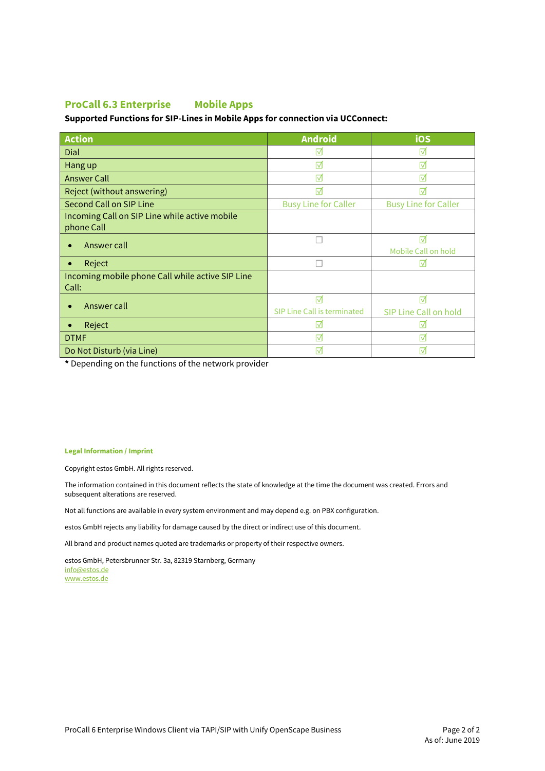## ProCall 6.3 Enterprise    Mobile Apps

**Supported Functions for SIP-Lines in Mobile Apps for connection via UCConnect:**

| Action | Android | iOS |
|---|---|---|
| Dial | ☑ | ☑ |
| Hang up | ☑ | ☑ |
| Answer Call | ☑ | ☑ |
| Reject (without answering) | ☑ | ☑ |
| Second Call on SIP Line | Busy Line for Caller | Busy Line for Caller |
| Incoming Call on SIP Line while active mobile phone Call | | |
| • Answer call | ☐ | ☑ Mobile Call on hold |
| • Reject | ☐ | ☑ |
| Incoming mobile phone Call while active SIP Line Call: | | |
| • Answer call | ☑ SIP Line Call is terminated | ☑ SIP Line Call on hold |
| • Reject | ☑ | ☑ |
| DTMF | ☑ | ☑ |
| Do Not Disturb (via Line) | ☑ | ☑ |

**\*** Depending on the functions of the network provider

**Legal Information / Imprint**

Copyright estos GmbH. All rights reserved.

The information contained in this document reflects the state of knowledge at the time the document was created. Errors and subsequent alterations are reserved.

Not all functions are available in every system environment and may depend e.g. on PBX configuration.

estos GmbH rejects any liability for damage caused by the direct or indirect use of this document.

All brand and product names quoted are trademarks or property of their respective owners.

estos GmbH, Petersbrunner Str. 3a, 82319 Starnberg, Germany
info@estos.de
www.estos.de